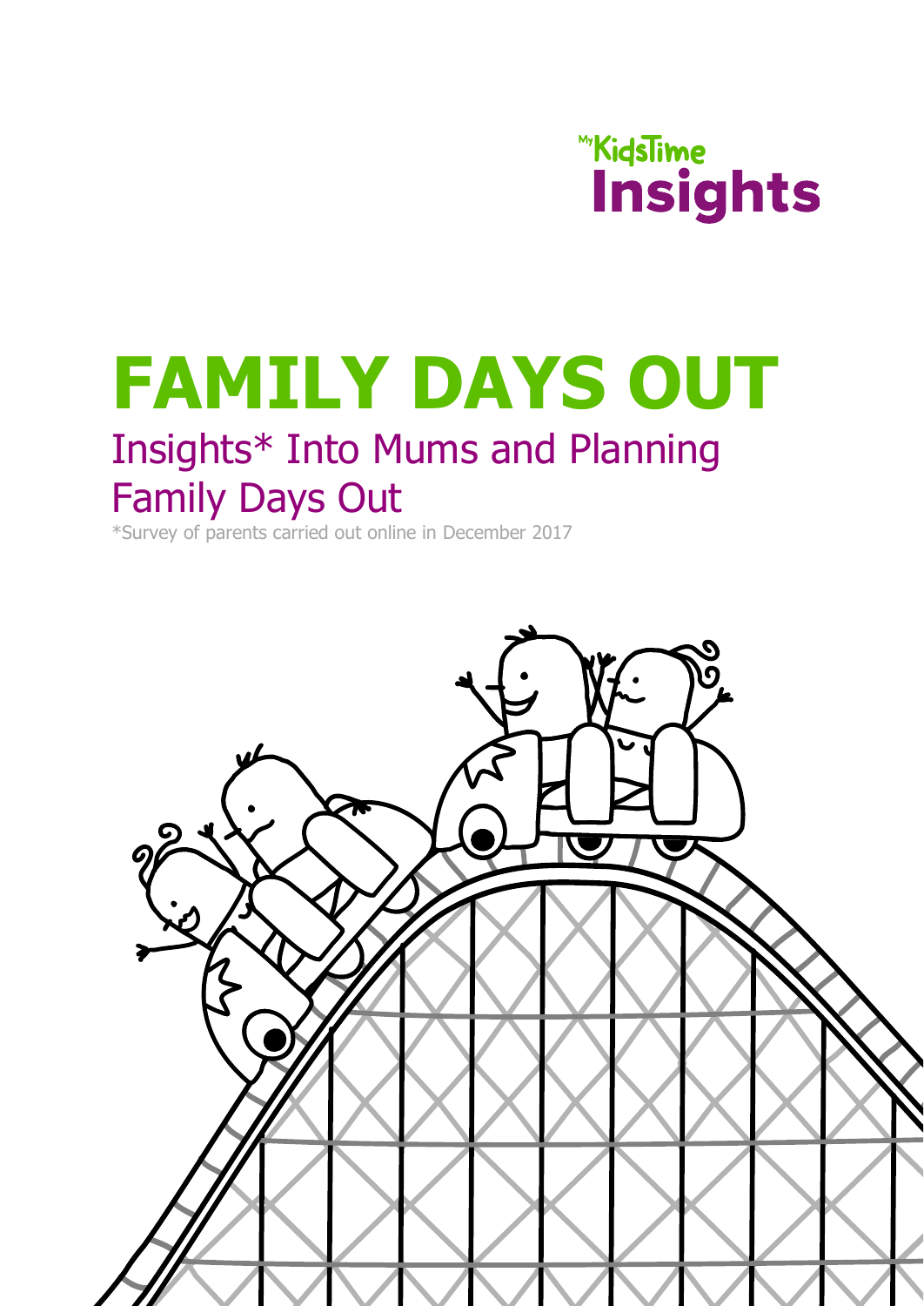MyKidsTime Insights

# FAMILY DAYS OUT

## Insights* Into Mums and Planning Family Days Out

*Survey of parents carried out online in December 2017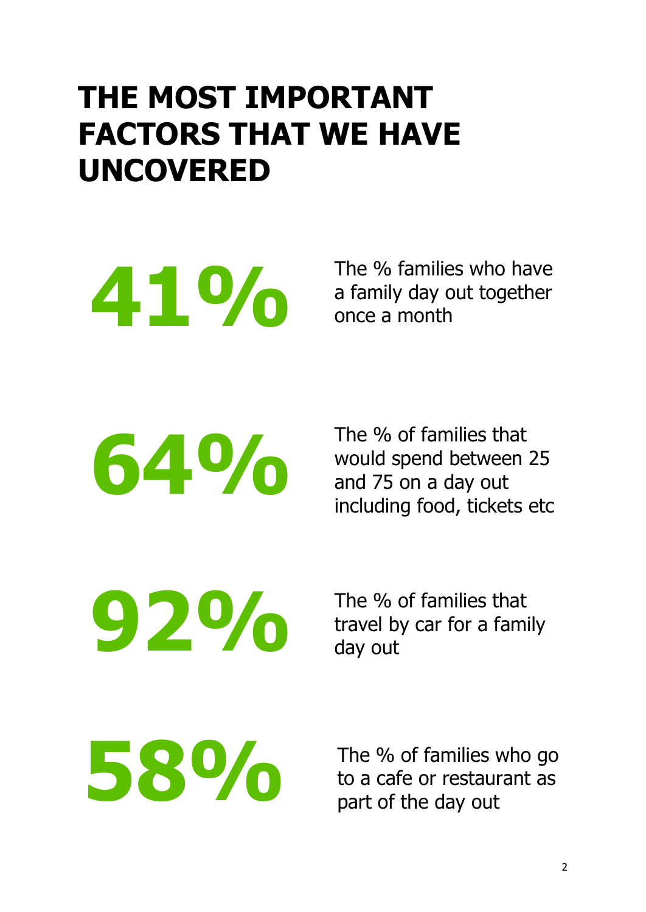# THE MOST IMPORTANT FACTORS THAT WE HAVE UNCOVERED

**41%**

The % families who have a family day out together once a month

**64%**

The % of families that would spend between 25 and 75 on a day out including food, tickets etc

**92%**

The % of families that travel by car for a family day out

**58%**

The % of families who go to a cafe or restaurant as part of the day out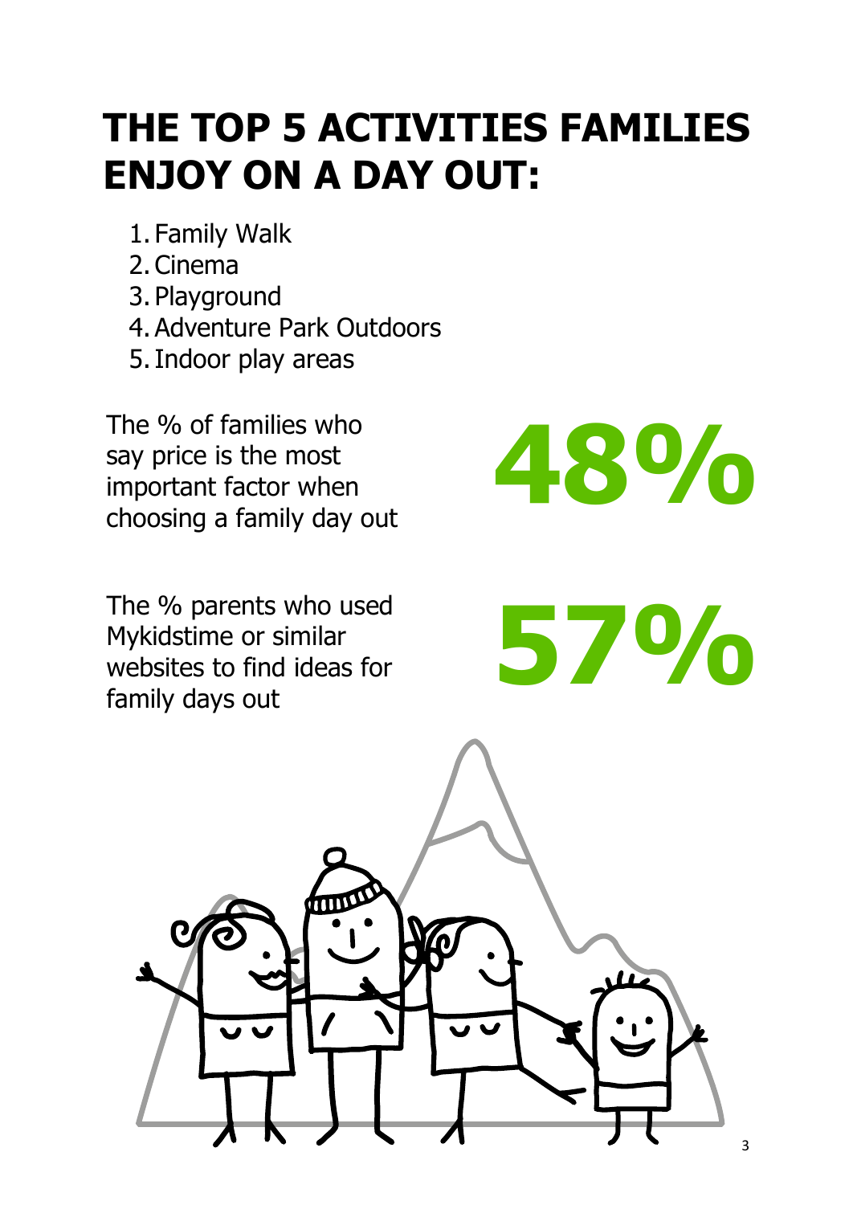# THE TOP 5 ACTIVITIES FAMILIES ENJOY ON A DAY OUT:

1. Family Walk
2. Cinema
3. Playground
4. Adventure Park Outdoors
5. Indoor play areas

The % of families who say price is the most important factor when choosing a family day out

**48%**

The % parents who used Mykidstime or similar websites to find ideas for family days out

**57%**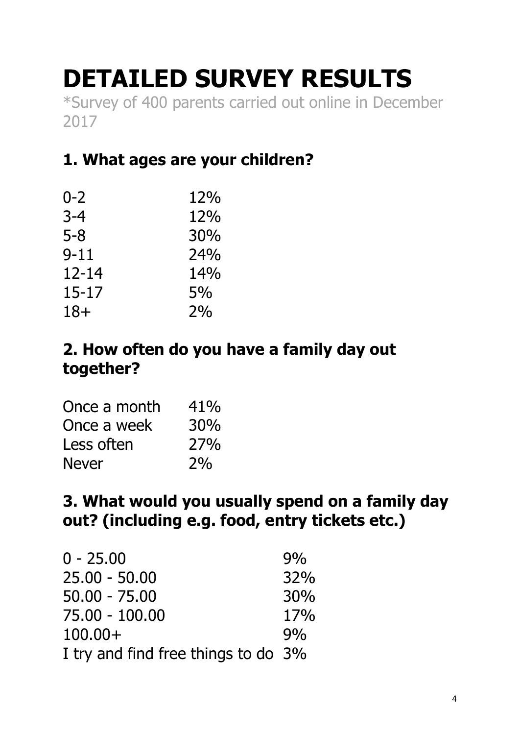# DETAILED SURVEY RESULTS

*Survey of 400 parents carried out online in December 2017

## 1. What ages are your children?

| | |
|---|---|
| 0-2 | 12% |
| 3-4 | 12% |
| 5-8 | 30% |
| 9-11 | 24% |
| 12-14 | 14% |
| 15-17 | 5% |
| 18+ | 2% |

## 2. How often do you have a family day out together?

| | |
|---|---|
| Once a month | 41% |
| Once a week | 30% |
| Less often | 27% |
| Never | 2% |

## 3. What would you usually spend on a family day out? (including e.g. food, entry tickets etc.)

| | |
|---|---|
| 0 - 25.00 | 9% |
| 25.00 - 50.00 | 32% |
| 50.00 - 75.00 | 30% |
| 75.00 - 100.00 | 17% |
| 100.00+ | 9% |
| I try and find free things to do | 3% |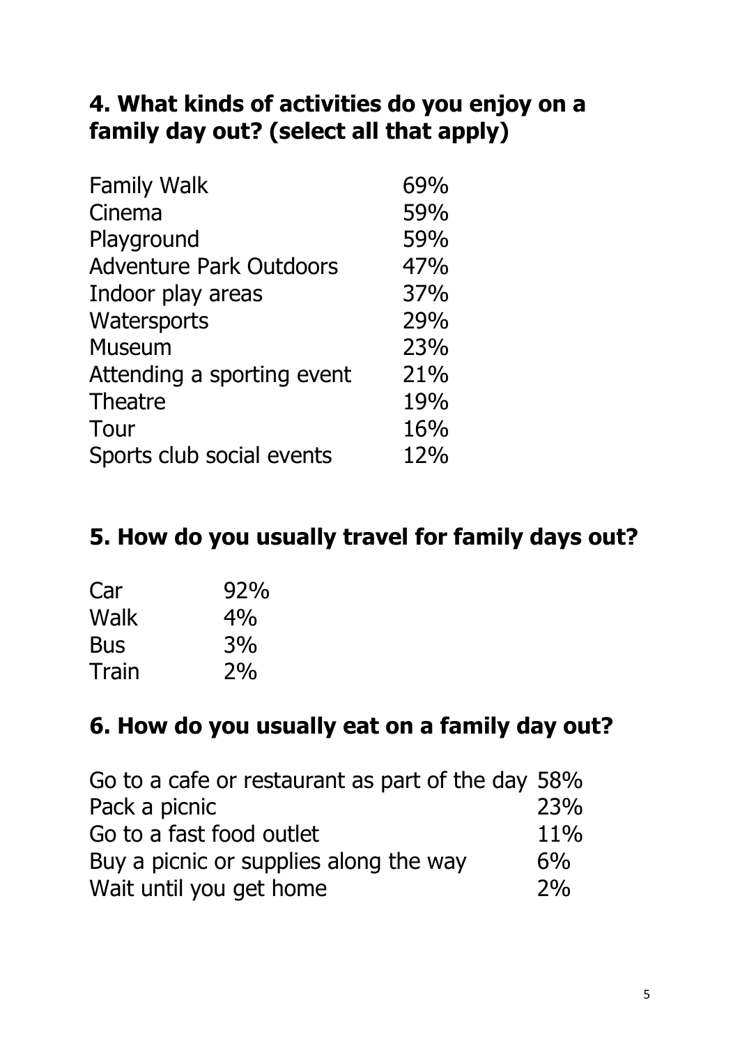## 4. What kinds of activities do you enjoy on a family day out? (select all that apply)

| Activity | % |
|---|---|
| Family Walk | 69% |
| Cinema | 59% |
| Playground | 59% |
| Adventure Park Outdoors | 47% |
| Indoor play areas | 37% |
| Watersports | 29% |
| Museum | 23% |
| Attending a sporting event | 21% |
| Theatre | 19% |
| Tour | 16% |
| Sports club social events | 12% |

## 5. How do you usually travel for family days out?

| Mode | % |
|---|---|
| Car | 92% |
| Walk | 4% |
| Bus | 3% |
| Train | 2% |

## 6. How do you usually eat on a family day out?

| Option | % |
|---|---|
| Go to a cafe or restaurant as part of the day | 58% |
| Pack a picnic | 23% |
| Go to a fast food outlet | 11% |
| Buy a picnic or supplies along the way | 6% |
| Wait until you get home | 2% |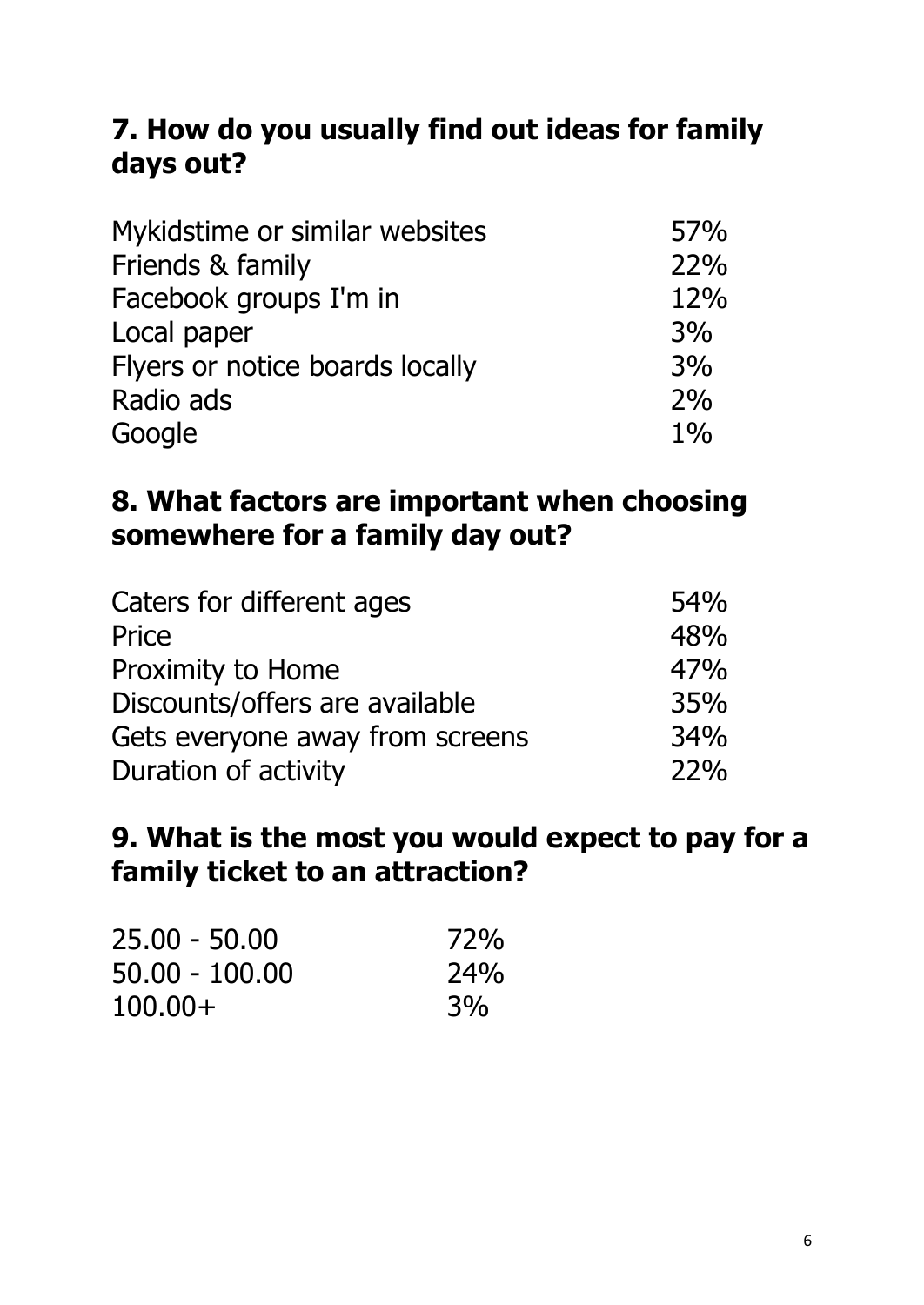## 7. How do you usually find out ideas for family days out?

| | |
|---|---|
| Mykidstime or similar websites | 57% |
| Friends & family | 22% |
| Facebook groups I'm in | 12% |
| Local paper | 3% |
| Flyers or notice boards locally | 3% |
| Radio ads | 2% |
| Google | 1% |

## 8. What factors are important when choosing somewhere for a family day out?

| | |
|---|---|
| Caters for different ages | 54% |
| Price | 48% |
| Proximity to Home | 47% |
| Discounts/offers are available | 35% |
| Gets everyone away from screens | 34% |
| Duration of activity | 22% |

## 9. What is the most you would expect to pay for a family ticket to an attraction?

| | |
|---|---|
| 25.00 - 50.00 | 72% |
| 50.00 - 100.00 | 24% |
| 100.00+ | 3% |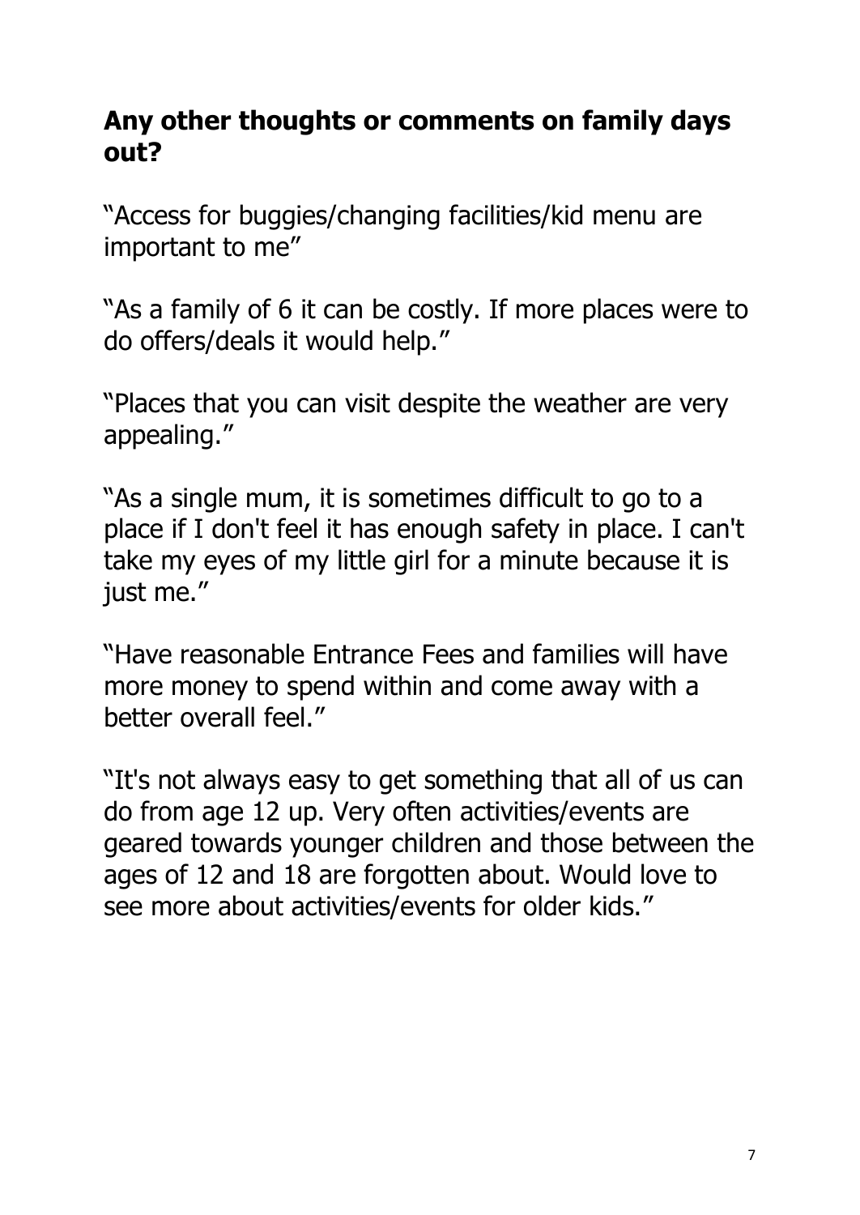## Any other thoughts or comments on family days out?

"Access for buggies/changing facilities/kid menu are important to me"

"As a family of 6 it can be costly. If more places were to do offers/deals it would help."

"Places that you can visit despite the weather are very appealing."

"As a single mum, it is sometimes difficult to go to a place if I don't feel it has enough safety in place. I can't take my eyes of my little girl for a minute because it is just me."

"Have reasonable Entrance Fees and families will have more money to spend within and come away with a better overall feel."

"It's not always easy to get something that all of us can do from age 12 up. Very often activities/events are geared towards younger children and those between the ages of 12 and 18 are forgotten about. Would love to see more about activities/events for older kids."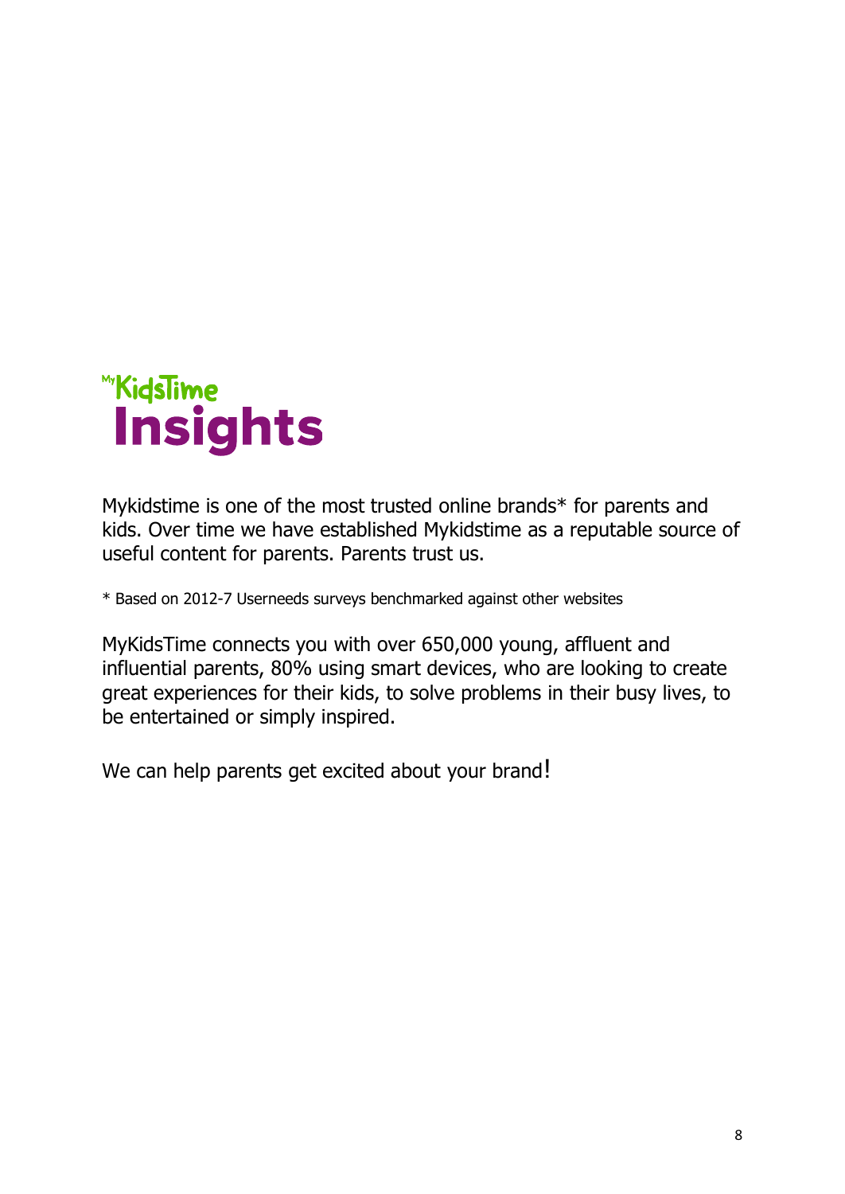# MyKidsTime Insights

Mykidstime is one of the most trusted online brands* for parents and kids. Over time we have established Mykidstime as a reputable source of useful content for parents. Parents trust us.

* Based on 2012-7 Userneeds surveys benchmarked against other websites

MyKidsTime connects you with over 650,000 young, affluent and influential parents, 80% using smart devices, who are looking to create great experiences for their kids, to solve problems in their busy lives, to be entertained or simply inspired.

We can help parents get excited about your brand!